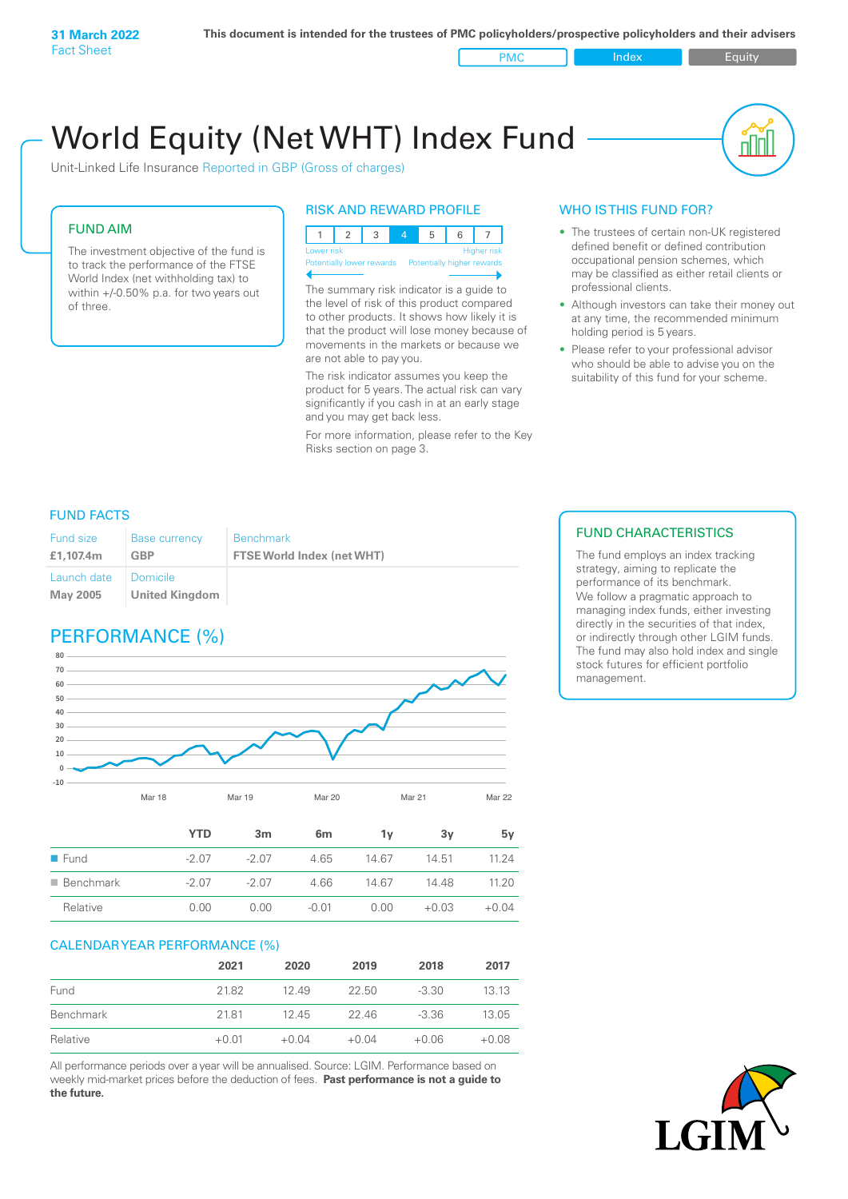**31 March 2022**
Fact Sheet

**This document is intended for the trustees of PMC policyholders/prospective policyholders and their advisers**

PMC | Index | Equity

# World Equity (Net WHT) Index Fund

Unit-Linked Life Insurance Reported in GBP (Gross of charges)

## FUND AIM

The investment objective of the fund is to track the performance of the FTSE World Index (net withholding tax) to within +/-0.50% p.a. for two years out of three.

## RISK AND REWARD PROFILE

| 1 | 2 | 3 | 4 | 5 | 6 | 7 |
|---|---|---|---|---|---|---|

Lower risk — Potentially lower rewards | Higher risk — Potentially higher rewards

The summary risk indicator is a guide to the level of risk of this product compared to other products. It shows how likely it is that the product will lose money because of movements in the markets or because we are not able to pay you.

The risk indicator assumes you keep the product for 5 years. The actual risk can vary significantly if you cash in at an early stage and you may get back less.

For more information, please refer to the Key Risks section on page 3.

## WHO IS THIS FUND FOR?

- The trustees of certain non-UK registered defined benefit or defined contribution occupational pension schemes, which may be classified as either retail clients or professional clients.
- Although investors can take their money out at any time, the recommended minimum holding period is 5 years.
- Please refer to your professional advisor who should be able to advise you on the suitability of this fund for your scheme.

## FUND FACTS

| Fund size | Base currency | Benchmark |
|---|---|---|
| **£1,107.4m** | **GBP** | **FTSE World Index (net WHT)** |
| Launch date | Domicile | |
| **May 2005** | **United Kingdom** | |

## FUND CHARACTERISTICS

The fund employs an index tracking strategy, aiming to replicate the performance of its benchmark. We follow a pragmatic approach to managing index funds, either investing directly in the securities of that index, or indirectly through other LGIM funds. The fund may also hold index and single stock futures for efficient portfolio management.

## PERFORMANCE (%)

| | YTD | 3m | 6m | 1y | 3y | 5y |
|---|---|---|---|---|---|---|
| Fund | -2.07 | -2.07 | 4.65 | 14.67 | 14.51 | 11.24 |
| Benchmark | -2.07 | -2.07 | 4.66 | 14.67 | 14.48 | 11.20 |
| Relative | 0.00 | 0.00 | -0.01 | 0.00 | +0.03 | +0.04 |

## CALENDAR YEAR PERFORMANCE (%)

| | 2021 | 2020 | 2019 | 2018 | 2017 |
|---|---|---|---|---|---|
| Fund | 21.82 | 12.49 | 22.50 | -3.30 | 13.13 |
| Benchmark | 21.81 | 12.45 | 22.46 | -3.36 | 13.05 |
| Relative | +0.01 | +0.04 | +0.04 | +0.06 | +0.08 |

All performance periods over a year will be annualised. Source: LGIM. Performance based on weekly mid-market prices before the deduction of fees. **Past performance is not a guide to the future.**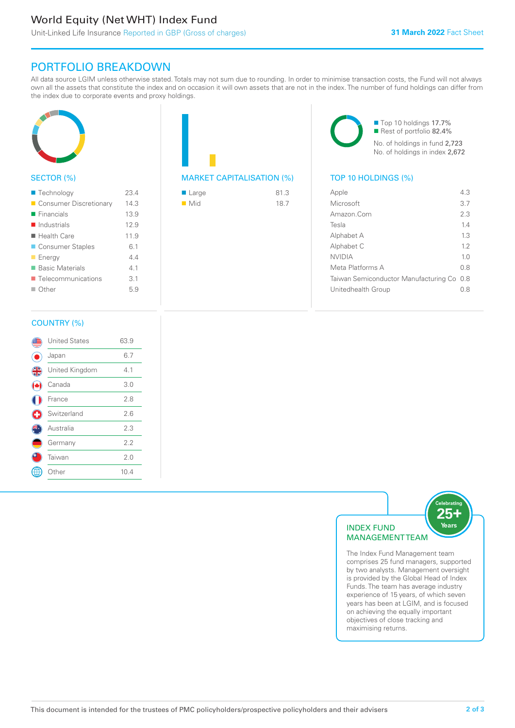# World Equity (Net WHT) Index Fund

Unit-Linked Life Insurance Reported in GBP (Gross of charges)

**31 March 2022** Fact Sheet

## PORTFOLIO BREAKDOWN

All data source LGIM unless otherwise stated. Totals may not sum due to rounding. In order to minimise transaction costs, the Fund will not always own all the assets that constitute the index and on occasion it will own assets that are not in the index. The number of fund holdings can differ from the index due to corporate events and proxy holdings.

### SECTOR (%)

| Sector | % |
|---|---|
| Technology | 23.4 |
| Consumer Discretionary | 14.3 |
| Financials | 13.9 |
| Industrials | 12.9 |
| Health Care | 11.9 |
| Consumer Staples | 6.1 |
| Energy | 4.4 |
| Basic Materials | 4.1 |
| Telecommunications | 3.1 |
| Other | 5.9 |

### MARKET CAPITALISATION (%)

| Market Cap | % |
|---|---|
| Large | 81.3 |
| Mid | 18.7 |

Top 10 holdings 17.7%
Rest of portfolio 82.4%

No. of holdings in fund 2,723
No. of holdings in index 2,672

### TOP 10 HOLDINGS (%)

| Holding | % |
|---|---|
| Apple | 4.3 |
| Microsoft | 3.7 |
| Amazon.Com | 2.3 |
| Tesla | 1.4 |
| Alphabet A | 1.3 |
| Alphabet C | 1.2 |
| NVIDIA | 1.0 |
| Meta Platforms A | 0.8 |
| Taiwan Semiconductor Manufacturing Co | 0.8 |
| Unitedhealth Group | 0.8 |

### COUNTRY (%)

| Country | % |
|---|---|
| United States | 63.9 |
| Japan | 6.7 |
| United Kingdom | 4.1 |
| Canada | 3.0 |
| France | 2.8 |
| Switzerland | 2.6 |
| Australia | 2.3 |
| Germany | 2.2 |
| Taiwan | 2.0 |
| Other | 10.4 |

### INDEX FUND MANAGEMENT TEAM

Celebrating 25+ Years

The Index Fund Management team comprises 25 fund managers, supported by two analysts. Management oversight is provided by the Global Head of Index Funds. The team has average industry experience of 15 years, of which seven years has been at LGIM, and is focused on achieving the equally important objectives of close tracking and maximising returns.

This document is intended for the trustees of PMC policyholders/prospective policyholders and their advisers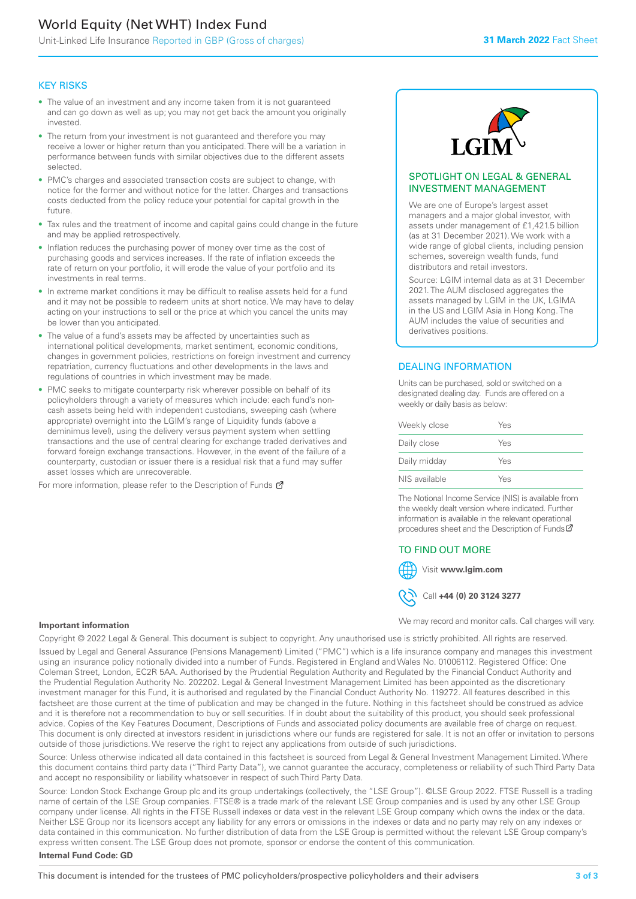## KEY RISKS

- The value of an investment and any income taken from it is not guaranteed and can go down as well as up; you may not get back the amount you originally invested.
- The return from your investment is not guaranteed and therefore you may receive a lower or higher return than you anticipated. There will be a variation in performance between funds with similar objectives due to the different assets selected.
- PMC's charges and associated transaction costs are subject to change, with notice for the former and without notice for the latter. Charges and transactions costs deducted from the policy reduce your potential for capital growth in the future.
- Tax rules and the treatment of income and capital gains could change in the future and may be applied retrospectively.
- Inflation reduces the purchasing power of money over time as the cost of purchasing goods and services increases. If the rate of inflation exceeds the rate of return on your portfolio, it will erode the value of your portfolio and its investments in real terms.
- In extreme market conditions it may be difficult to realise assets held for a fund and it may not be possible to redeem units at short notice. We may have to delay acting on your instructions to sell or the price at which you cancel the units may be lower than you anticipated.
- The value of a fund's assets may be affected by uncertainties such as international political developments, market sentiment, economic conditions, changes in government policies, restrictions on foreign investment and currency repatriation, currency fluctuations and other developments in the laws and regulations of countries in which investment may be made.
- PMC seeks to mitigate counterparty risk wherever possible on behalf of its policyholders through a variety of measures which include: each fund's non-cash assets being held with independent custodians, sweeping cash (where appropriate) overnight into the LGIM's range of Liquidity funds (above a deminimus level), using the delivery versus payment system when settling transactions and the use of central clearing for exchange traded derivatives and forward foreign exchange transactions. However, in the event of the failure of a counterparty, custodian or issuer there is a residual risk that a fund may suffer asset losses which are unrecoverable.

For more information, please refer to the Description of Funds

## SPOTLIGHT ON LEGAL & GENERAL INVESTMENT MANAGEMENT

We are one of Europe's largest asset managers and a major global investor, with assets under management of £1,421.5 billion (as at 31 December 2021). We work with a wide range of global clients, including pension schemes, sovereign wealth funds, fund distributors and retail investors.

Source: LGIM internal data as at 31 December 2021. The AUM disclosed aggregates the assets managed by LGIM in the UK, LGIMA in the US and LGIM Asia in Hong Kong. The AUM includes the value of securities and derivatives positions.

## DEALING INFORMATION

Units can be purchased, sold or switched on a designated dealing day. Funds are offered on a weekly or daily basis as below:

| | |
|---|---|
| Weekly close | Yes |
| Daily close | Yes |
| Daily midday | Yes |
| NIS available | Yes |

The Notional Income Service (NIS) is available from the weekly dealt version where indicated. Further information is available in the relevant operational procedures sheet and the Description of Funds

## TO FIND OUT MORE

Visit **www.lgim.com**

Call **+44 (0) 20 3124 3277**

We may record and monitor calls. Call charges will vary.

**Important information**

Copyright © 2022 Legal & General. This document is subject to copyright. Any unauthorised use is strictly prohibited. All rights are reserved.

Issued by Legal and General Assurance (Pensions Management) Limited ("PMC") which is a life insurance company and manages this investment using an insurance policy notionally divided into a number of Funds. Registered in England and Wales No. 01006112. Registered Office: One Coleman Street, London, EC2R 5AA. Authorised by the Prudential Regulation Authority and Regulated by the Financial Conduct Authority and the Prudential Regulation Authority No. 202202. Legal & General Investment Management Limited has been appointed as the discretionary investment manager for this Fund, it is authorised and regulated by the Financial Conduct Authority No. 119272. All features described in this factsheet are those current at the time of publication and may be changed in the future. Nothing in this factsheet should be construed as advice and it is therefore not a recommendation to buy or sell securities. If in doubt about the suitability of this product, you should seek professional advice. Copies of the Key Features Document, Descriptions of Funds and associated policy documents are available free of charge on request. This document is only directed at investors resident in jurisdictions where our funds are registered for sale. It is not an offer or invitation to persons outside of those jurisdictions. We reserve the right to reject any applications from outside of such jurisdictions.

Source: Unless otherwise indicated all data contained in this factsheet is sourced from Legal & General Investment Management Limited. Where this document contains third party data ("Third Party Data"), we cannot guarantee the accuracy, completeness or reliability of such Third Party Data and accept no responsibility or liability whatsoever in respect of such Third Party Data.

Source: London Stock Exchange Group plc and its group undertakings (collectively, the "LSE Group"). ©LSE Group 2022. FTSE Russell is a trading name of certain of the LSE Group companies. FTSE® is a trade mark of the relevant LSE Group companies and is used by any other LSE Group company under license. All rights in the FTSE Russell indexes or data vest in the relevant LSE Group company which owns the index or the data. Neither LSE Group nor its licensors accept any liability for any errors or omissions in the indexes or data and no party may rely on any indexes or data contained in this communication. No further distribution of data from the LSE Group is permitted without the relevant LSE Group company's express written consent. The LSE Group does not promote, sponsor or endorse the content of this communication.

**Internal Fund Code: GD**

This document is intended for the trustees of PMC policyholders/prospective policyholders and their advisers